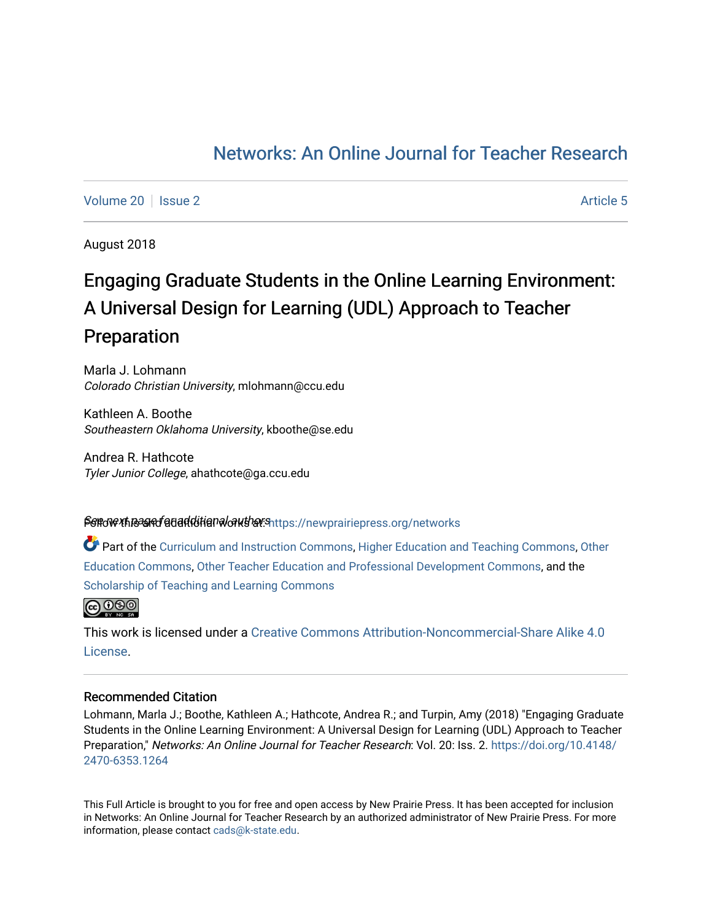# Networks: An Online Journal for Teacher Research

Volume 20 | Issue 2 | Article 5

August 2018

# Engaging Graduate Students in the Online Learning Environment: A Universal Design for Learning (UDL) Approach to Teacher Preparation

Marla J. Lohmann
*Colorado Christian University*, mlohmann@ccu.edu

Kathleen A. Boothe
*Southeastern Oklahoma University*, kboothe@se.edu

Andrea R. Hathcote
*Tyler Junior College*, ahathcote@ga.ccu.edu

See next page for additional authors

Follow this and additional works at: https://newprairiepress.org/networks

Part of the Curriculum and Instruction Commons, Higher Education and Teaching Commons, Other Education Commons, Other Teacher Education and Professional Development Commons, and the Scholarship of Teaching and Learning Commons

This work is licensed under a Creative Commons Attribution-Noncommercial-Share Alike 4.0 License.

## Recommended Citation

Lohmann, Marla J.; Boothe, Kathleen A.; Hathcote, Andrea R.; and Turpin, Amy (2018) "Engaging Graduate Students in the Online Learning Environment: A Universal Design for Learning (UDL) Approach to Teacher Preparation," *Networks: An Online Journal for Teacher Research*: Vol. 20: Iss. 2. https://doi.org/10.4148/2470-6353.1264

This Full Article is brought to you for free and open access by New Prairie Press. It has been accepted for inclusion in Networks: An Online Journal for Teacher Research by an authorized administrator of New Prairie Press. For more information, please contact cads@k-state.edu.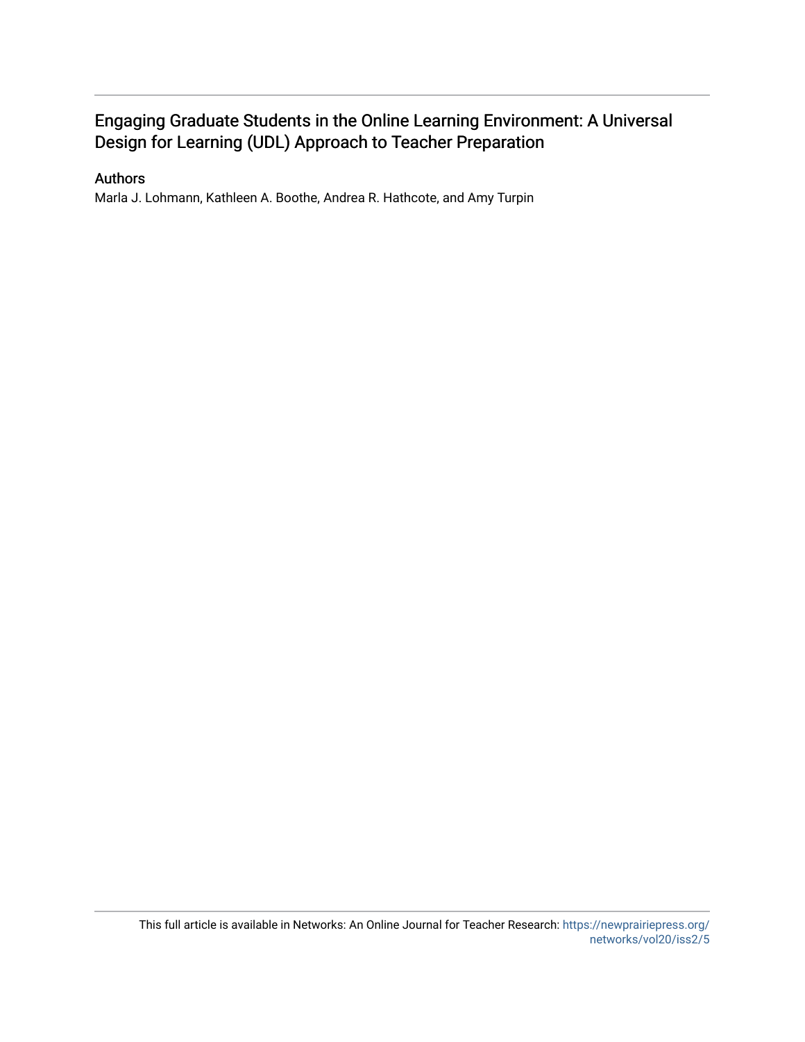# Engaging Graduate Students in the Online Learning Environment: A Universal Design for Learning (UDL) Approach to Teacher Preparation

## Authors

Marla J. Lohmann, Kathleen A. Boothe, Andrea R. Hathcote, and Amy Turpin

This full article is available in Networks: An Online Journal for Teacher Research: https://newprairiepress.org/networks/vol20/iss2/5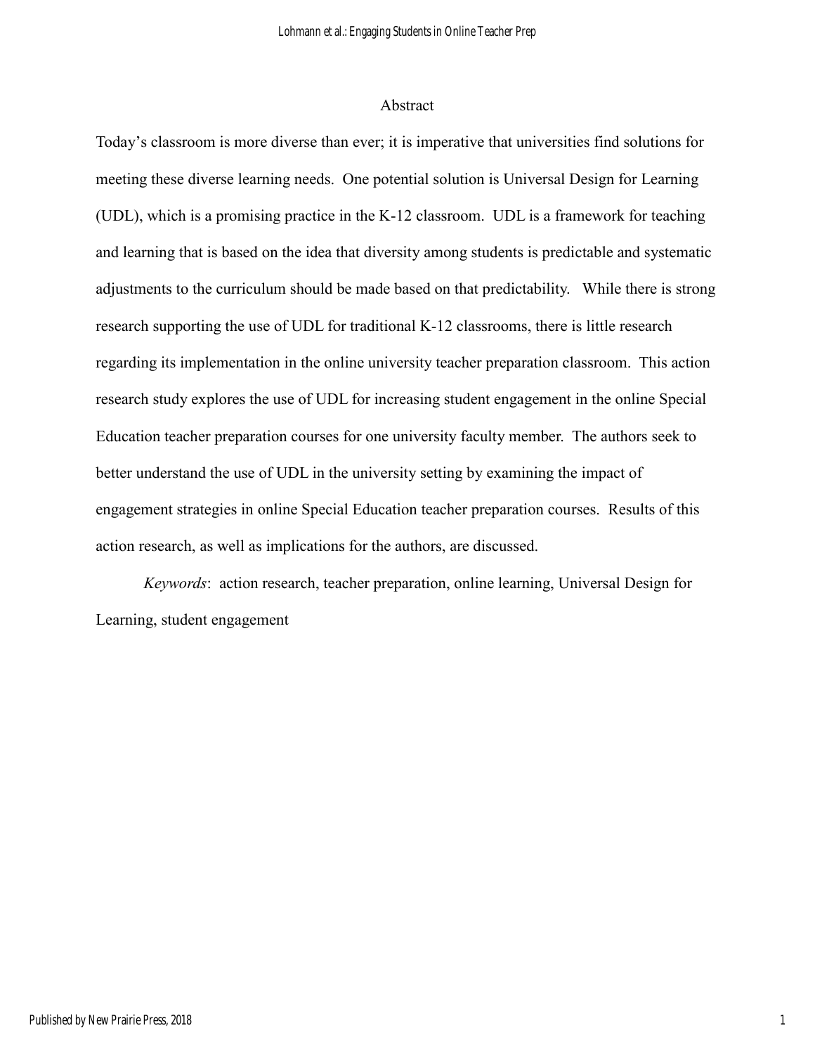## Abstract

Today's classroom is more diverse than ever; it is imperative that universities find solutions for meeting these diverse learning needs. One potential solution is Universal Design for Learning (UDL), which is a promising practice in the K-12 classroom. UDL is a framework for teaching and learning that is based on the idea that diversity among students is predictable and systematic adjustments to the curriculum should be made based on that predictability. While there is strong research supporting the use of UDL for traditional K-12 classrooms, there is little research regarding its implementation in the online university teacher preparation classroom. This action research study explores the use of UDL for increasing student engagement in the online Special Education teacher preparation courses for one university faculty member. The authors seek to better understand the use of UDL in the university setting by examining the impact of engagement strategies in online Special Education teacher preparation courses. Results of this action research, as well as implications for the authors, are discussed.

*Keywords*: action research, teacher preparation, online learning, Universal Design for Learning, student engagement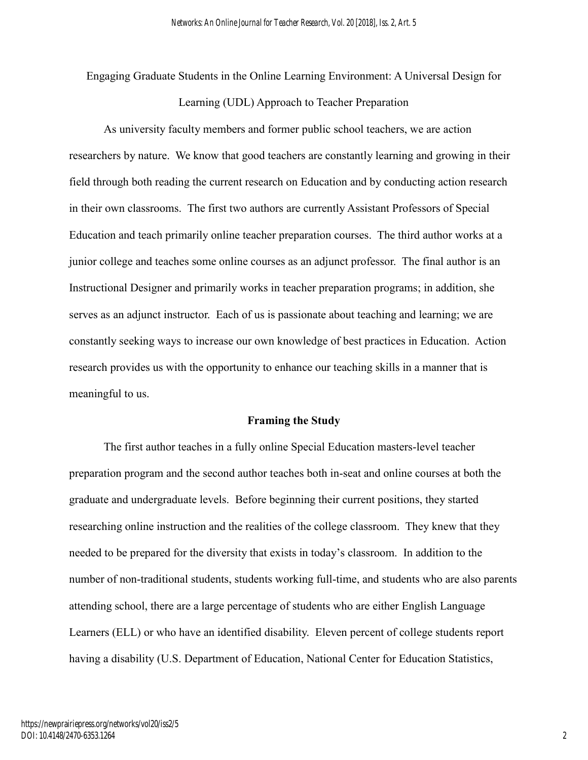# Engaging Graduate Students in the Online Learning Environment: A Universal Design for Learning (UDL) Approach to Teacher Preparation

As university faculty members and former public school teachers, we are action researchers by nature. We know that good teachers are constantly learning and growing in their field through both reading the current research on Education and by conducting action research in their own classrooms. The first two authors are currently Assistant Professors of Special Education and teach primarily online teacher preparation courses. The third author works at a junior college and teaches some online courses as an adjunct professor. The final author is an Instructional Designer and primarily works in teacher preparation programs; in addition, she serves as an adjunct instructor. Each of us is passionate about teaching and learning; we are constantly seeking ways to increase our own knowledge of best practices in Education. Action research provides us with the opportunity to enhance our teaching skills in a manner that is meaningful to us.

## Framing the Study

The first author teaches in a fully online Special Education masters-level teacher preparation program and the second author teaches both in-seat and online courses at both the graduate and undergraduate levels. Before beginning their current positions, they started researching online instruction and the realities of the college classroom. They knew that they needed to be prepared for the diversity that exists in today's classroom. In addition to the number of non-traditional students, students working full-time, and students who are also parents attending school, there are a large percentage of students who are either English Language Learners (ELL) or who have an identified disability. Eleven percent of college students report having a disability (U.S. Department of Education, National Center for Education Statistics,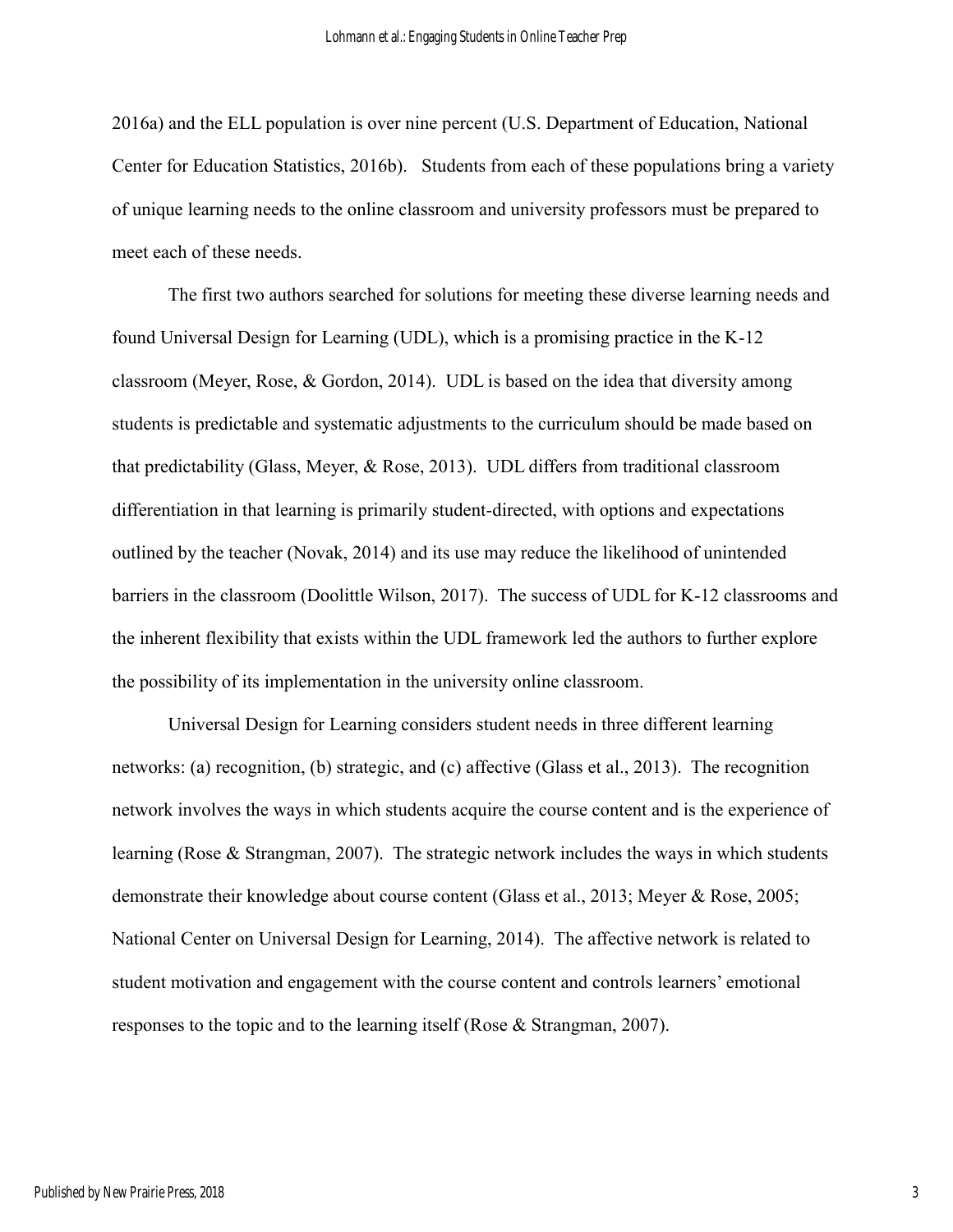2016a) and the ELL population is over nine percent (U.S. Department of Education, National Center for Education Statistics, 2016b). Students from each of these populations bring a variety of unique learning needs to the online classroom and university professors must be prepared to meet each of these needs.

The first two authors searched for solutions for meeting these diverse learning needs and found Universal Design for Learning (UDL), which is a promising practice in the K-12 classroom (Meyer, Rose, & Gordon, 2014). UDL is based on the idea that diversity among students is predictable and systematic adjustments to the curriculum should be made based on that predictability (Glass, Meyer, & Rose, 2013). UDL differs from traditional classroom differentiation in that learning is primarily student-directed, with options and expectations outlined by the teacher (Novak, 2014) and its use may reduce the likelihood of unintended barriers in the classroom (Doolittle Wilson, 2017). The success of UDL for K-12 classrooms and the inherent flexibility that exists within the UDL framework led the authors to further explore the possibility of its implementation in the university online classroom.

Universal Design for Learning considers student needs in three different learning networks: (a) recognition, (b) strategic, and (c) affective (Glass et al., 2013). The recognition network involves the ways in which students acquire the course content and is the experience of learning (Rose & Strangman, 2007). The strategic network includes the ways in which students demonstrate their knowledge about course content (Glass et al., 2013; Meyer & Rose, 2005; National Center on Universal Design for Learning, 2014). The affective network is related to student motivation and engagement with the course content and controls learners' emotional responses to the topic and to the learning itself (Rose & Strangman, 2007).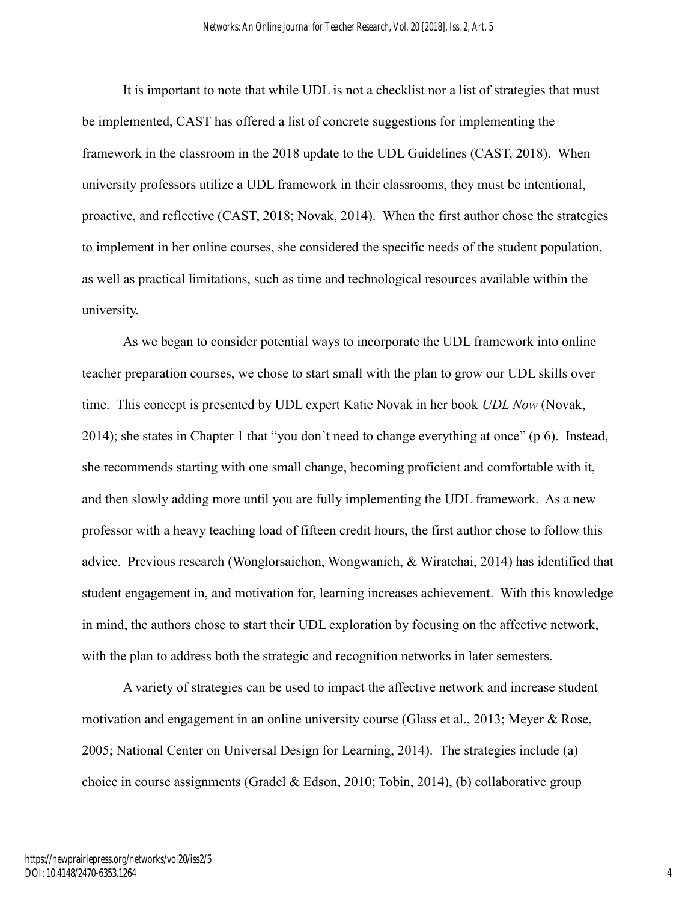It is important to note that while UDL is not a checklist nor a list of strategies that must be implemented, CAST has offered a list of concrete suggestions for implementing the framework in the classroom in the 2018 update to the UDL Guidelines (CAST, 2018). When university professors utilize a UDL framework in their classrooms, they must be intentional, proactive, and reflective (CAST, 2018; Novak, 2014). When the first author chose the strategies to implement in her online courses, she considered the specific needs of the student population, as well as practical limitations, such as time and technological resources available within the university.

As we began to consider potential ways to incorporate the UDL framework into online teacher preparation courses, we chose to start small with the plan to grow our UDL skills over time. This concept is presented by UDL expert Katie Novak in her book *UDL Now* (Novak, 2014); she states in Chapter 1 that "you don't need to change everything at once" (p 6). Instead, she recommends starting with one small change, becoming proficient and comfortable with it, and then slowly adding more until you are fully implementing the UDL framework. As a new professor with a heavy teaching load of fifteen credit hours, the first author chose to follow this advice. Previous research (Wonglorsaichon, Wongwanich, & Wiratchai, 2014) has identified that student engagement in, and motivation for, learning increases achievement. With this knowledge in mind, the authors chose to start their UDL exploration by focusing on the affective network, with the plan to address both the strategic and recognition networks in later semesters.

A variety of strategies can be used to impact the affective network and increase student motivation and engagement in an online university course (Glass et al., 2013; Meyer & Rose, 2005; National Center on Universal Design for Learning, 2014). The strategies include (a) choice in course assignments (Gradel & Edson, 2010; Tobin, 2014), (b) collaborative group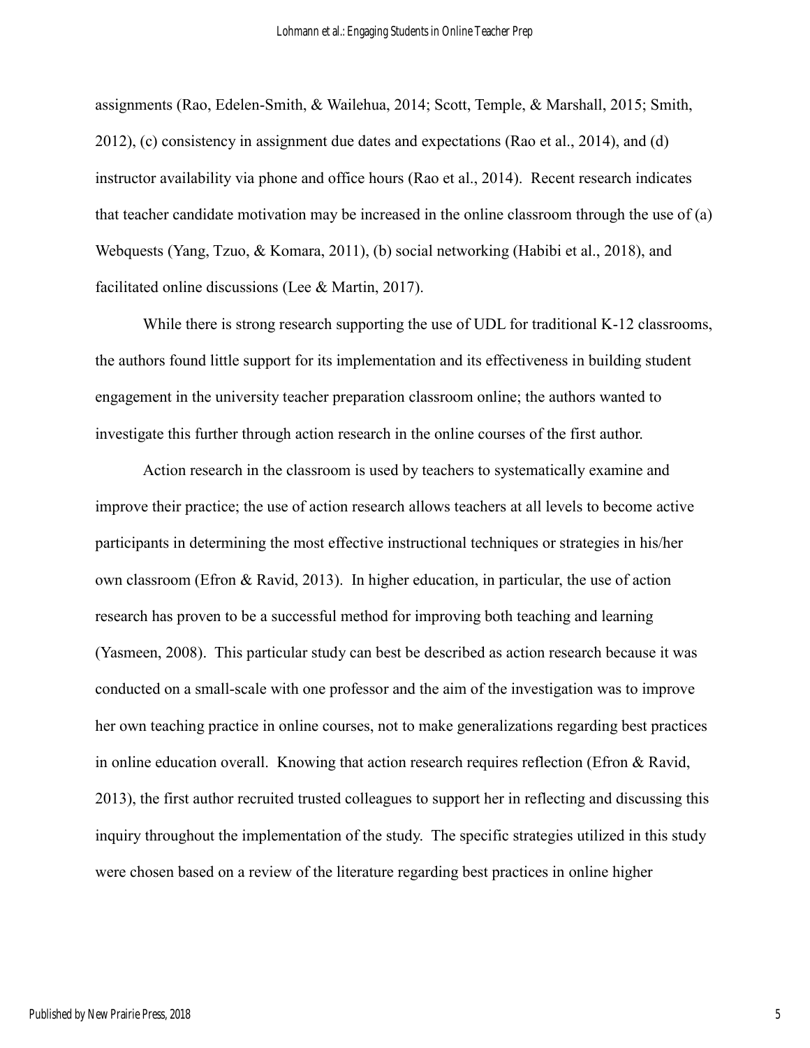assignments (Rao, Edelen-Smith, & Wailehua, 2014; Scott, Temple, & Marshall, 2015; Smith, 2012), (c) consistency in assignment due dates and expectations (Rao et al., 2014), and (d) instructor availability via phone and office hours (Rao et al., 2014). Recent research indicates that teacher candidate motivation may be increased in the online classroom through the use of (a) Webquests (Yang, Tzuo, & Komara, 2011), (b) social networking (Habibi et al., 2018), and facilitated online discussions (Lee & Martin, 2017).

While there is strong research supporting the use of UDL for traditional K-12 classrooms, the authors found little support for its implementation and its effectiveness in building student engagement in the university teacher preparation classroom online; the authors wanted to investigate this further through action research in the online courses of the first author.

Action research in the classroom is used by teachers to systematically examine and improve their practice; the use of action research allows teachers at all levels to become active participants in determining the most effective instructional techniques or strategies in his/her own classroom (Efron & Ravid, 2013). In higher education, in particular, the use of action research has proven to be a successful method for improving both teaching and learning (Yasmeen, 2008). This particular study can best be described as action research because it was conducted on a small-scale with one professor and the aim of the investigation was to improve her own teaching practice in online courses, not to make generalizations regarding best practices in online education overall. Knowing that action research requires reflection (Efron & Ravid, 2013), the first author recruited trusted colleagues to support her in reflecting and discussing this inquiry throughout the implementation of the study. The specific strategies utilized in this study were chosen based on a review of the literature regarding best practices in online higher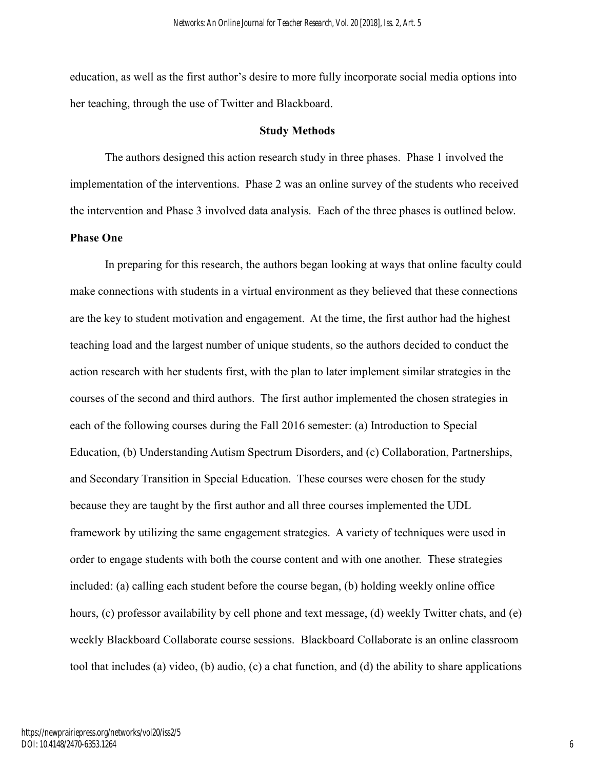education, as well as the first author's desire to more fully incorporate social media options into her teaching, through the use of Twitter and Blackboard.

## Study Methods

The authors designed this action research study in three phases. Phase 1 involved the implementation of the interventions. Phase 2 was an online survey of the students who received the intervention and Phase 3 involved data analysis. Each of the three phases is outlined below.

### Phase One

In preparing for this research, the authors began looking at ways that online faculty could make connections with students in a virtual environment as they believed that these connections are the key to student motivation and engagement. At the time, the first author had the highest teaching load and the largest number of unique students, so the authors decided to conduct the action research with her students first, with the plan to later implement similar strategies in the courses of the second and third authors. The first author implemented the chosen strategies in each of the following courses during the Fall 2016 semester: (a) Introduction to Special Education, (b) Understanding Autism Spectrum Disorders, and (c) Collaboration, Partnerships, and Secondary Transition in Special Education. These courses were chosen for the study because they are taught by the first author and all three courses implemented the UDL framework by utilizing the same engagement strategies. A variety of techniques were used in order to engage students with both the course content and with one another. These strategies included: (a) calling each student before the course began, (b) holding weekly online office hours, (c) professor availability by cell phone and text message, (d) weekly Twitter chats, and (e) weekly Blackboard Collaborate course sessions. Blackboard Collaborate is an online classroom tool that includes (a) video, (b) audio, (c) a chat function, and (d) the ability to share applications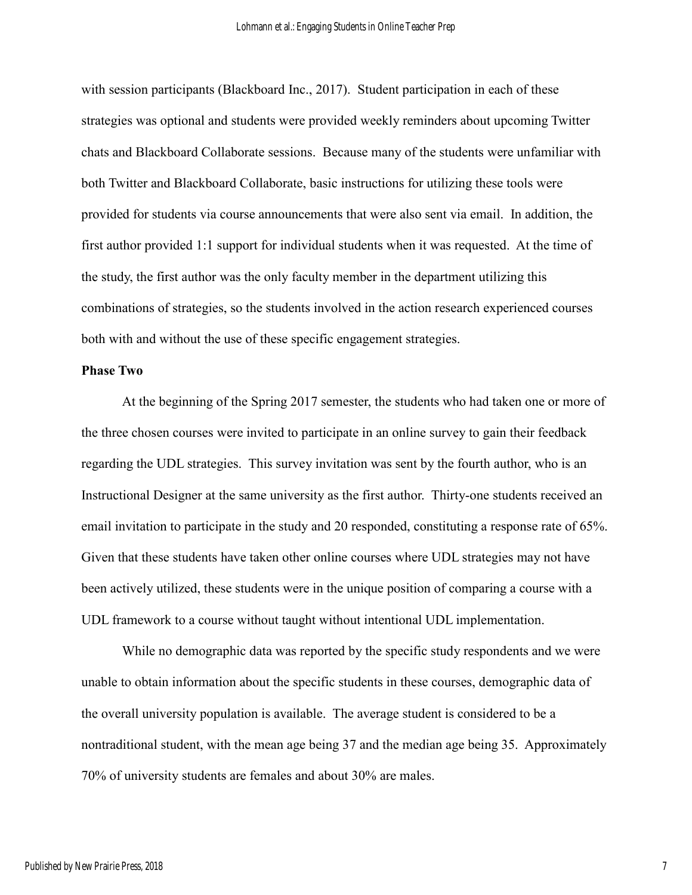with session participants (Blackboard Inc., 2017). Student participation in each of these strategies was optional and students were provided weekly reminders about upcoming Twitter chats and Blackboard Collaborate sessions. Because many of the students were unfamiliar with both Twitter and Blackboard Collaborate, basic instructions for utilizing these tools were provided for students via course announcements that were also sent via email. In addition, the first author provided 1:1 support for individual students when it was requested. At the time of the study, the first author was the only faculty member in the department utilizing this combinations of strategies, so the students involved in the action research experienced courses both with and without the use of these specific engagement strategies.

**Phase Two**

At the beginning of the Spring 2017 semester, the students who had taken one or more of the three chosen courses were invited to participate in an online survey to gain their feedback regarding the UDL strategies. This survey invitation was sent by the fourth author, who is an Instructional Designer at the same university as the first author. Thirty-one students received an email invitation to participate in the study and 20 responded, constituting a response rate of 65%. Given that these students have taken other online courses where UDL strategies may not have been actively utilized, these students were in the unique position of comparing a course with a UDL framework to a course without taught without intentional UDL implementation.

While no demographic data was reported by the specific study respondents and we were unable to obtain information about the specific students in these courses, demographic data of the overall university population is available. The average student is considered to be a nontraditional student, with the mean age being 37 and the median age being 35. Approximately 70% of university students are females and about 30% are males.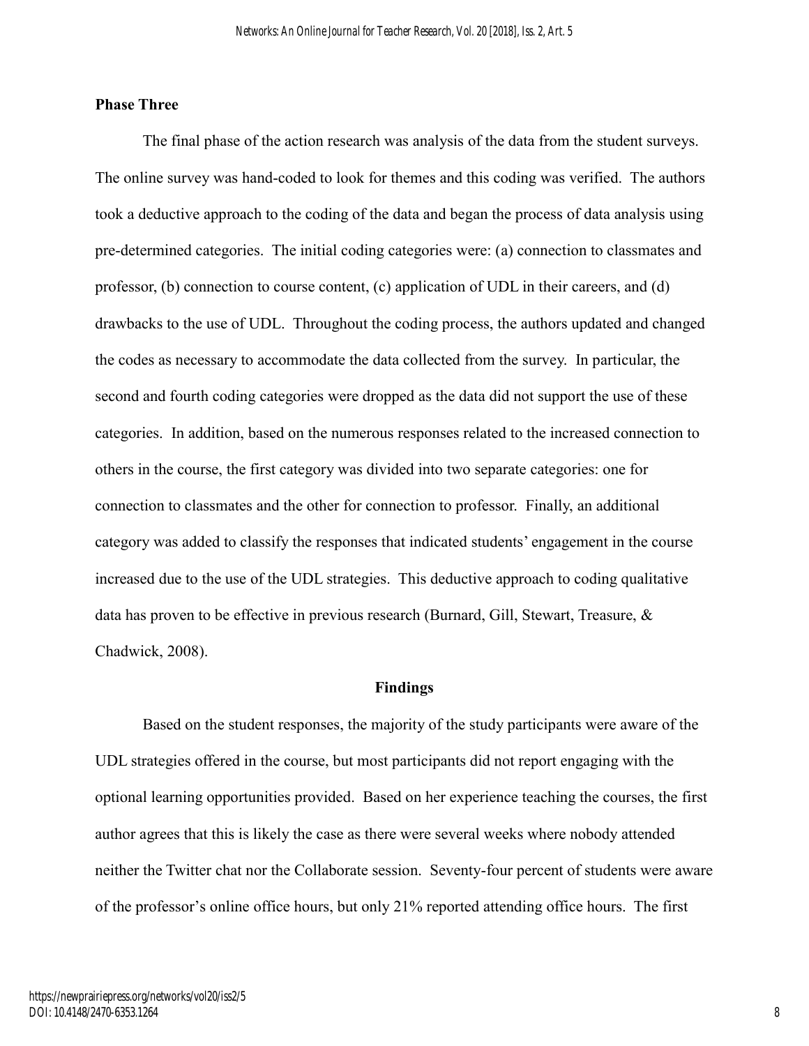### Phase Three

The final phase of the action research was analysis of the data from the student surveys. The online survey was hand-coded to look for themes and this coding was verified. The authors took a deductive approach to the coding of the data and began the process of data analysis using pre-determined categories. The initial coding categories were: (a) connection to classmates and professor, (b) connection to course content, (c) application of UDL in their careers, and (d) drawbacks to the use of UDL. Throughout the coding process, the authors updated and changed the codes as necessary to accommodate the data collected from the survey. In particular, the second and fourth coding categories were dropped as the data did not support the use of these categories. In addition, based on the numerous responses related to the increased connection to others in the course, the first category was divided into two separate categories: one for connection to classmates and the other for connection to professor. Finally, an additional category was added to classify the responses that indicated students' engagement in the course increased due to the use of the UDL strategies. This deductive approach to coding qualitative data has proven to be effective in previous research (Burnard, Gill, Stewart, Treasure, & Chadwick, 2008).

## Findings

Based on the student responses, the majority of the study participants were aware of the UDL strategies offered in the course, but most participants did not report engaging with the optional learning opportunities provided. Based on her experience teaching the courses, the first author agrees that this is likely the case as there were several weeks where nobody attended neither the Twitter chat nor the Collaborate session. Seventy-four percent of students were aware of the professor's online office hours, but only 21% reported attending office hours. The first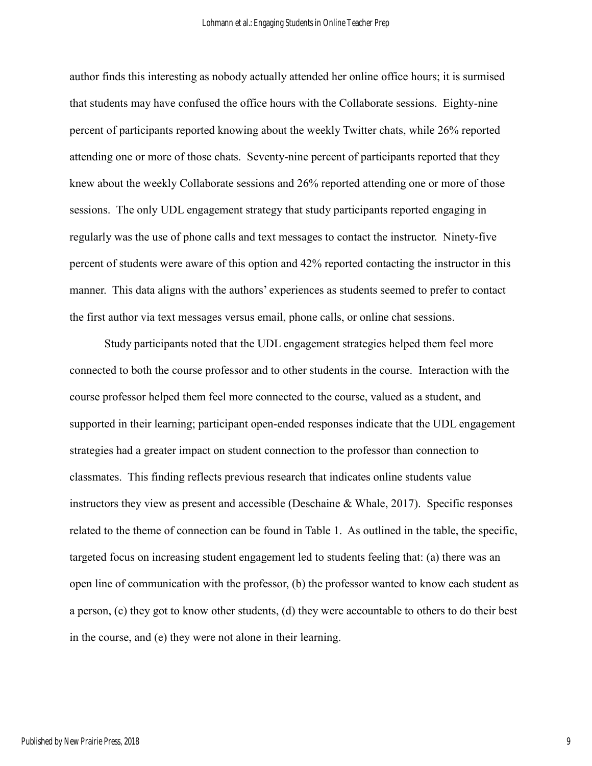author finds this interesting as nobody actually attended her online office hours; it is surmised that students may have confused the office hours with the Collaborate sessions. Eighty-nine percent of participants reported knowing about the weekly Twitter chats, while 26% reported attending one or more of those chats. Seventy-nine percent of participants reported that they knew about the weekly Collaborate sessions and 26% reported attending one or more of those sessions. The only UDL engagement strategy that study participants reported engaging in regularly was the use of phone calls and text messages to contact the instructor. Ninety-five percent of students were aware of this option and 42% reported contacting the instructor in this manner. This data aligns with the authors' experiences as students seemed to prefer to contact the first author via text messages versus email, phone calls, or online chat sessions.

Study participants noted that the UDL engagement strategies helped them feel more connected to both the course professor and to other students in the course. Interaction with the course professor helped them feel more connected to the course, valued as a student, and supported in their learning; participant open-ended responses indicate that the UDL engagement strategies had a greater impact on student connection to the professor than connection to classmates. This finding reflects previous research that indicates online students value instructors they view as present and accessible (Deschaine & Whale, 2017). Specific responses related to the theme of connection can be found in Table 1. As outlined in the table, the specific, targeted focus on increasing student engagement led to students feeling that: (a) there was an open line of communication with the professor, (b) the professor wanted to know each student as a person, (c) they got to know other students, (d) they were accountable to others to do their best in the course, and (e) they were not alone in their learning.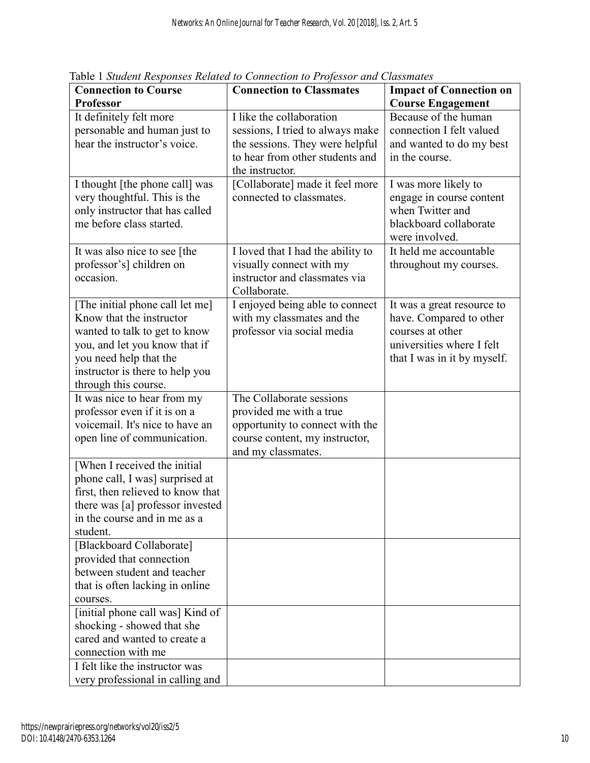Table 1 *Student Responses Related to Connection to Professor and Classmates*

| Connection to Course Professor | Connection to Classmates | Impact of Connection on Course Engagement |
|---|---|---|
| It definitely felt more personable and human just to hear the instructor's voice. | I like the collaboration sessions, I tried to always make the sessions. They were helpful to hear from other students and the instructor. | Because of the human connection I felt valued and wanted to do my best in the course. |
| I thought [the phone call] was very thoughtful. This is the only instructor that has called me before class started. | [Collaborate] made it feel more connected to classmates. | I was more likely to engage in course content when Twitter and blackboard collaborate were involved. |
| It was also nice to see [the professor's] children on occasion. | I loved that I had the ability to visually connect with my instructor and classmates via Collaborate. | It held me accountable throughout my courses. |
| [The initial phone call let me] Know that the instructor wanted to talk to get to know you, and let you know that if you need help that the instructor is there to help you through this course. | I enjoyed being able to connect with my classmates and the professor via social media | It was a great resource to have. Compared to other courses at other universities where I felt that I was in it by myself. |
| It was nice to hear from my professor even if it is on a voicemail. It's nice to have an open line of communication. | The Collaborate sessions provided me with a true opportunity to connect with the course content, my instructor, and my classmates. | |
| [When I received the initial phone call, I was] surprised at first, then relieved to know that there was [a] professor invested in the course and in me as a student. | | |
| [Blackboard Collaborate] provided that connection between student and teacher that is often lacking in online courses. | | |
| [initial phone call was] Kind of shocking - showed that she cared and wanted to create a connection with me | | |
| I felt like the instructor was very professional in calling and | | |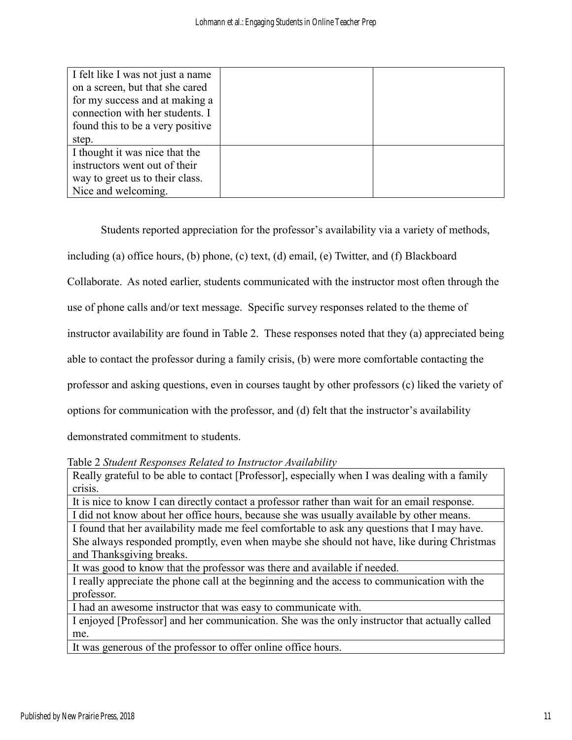| | | |
|---|---|---|
| I felt like I was not just a name on a screen, but that she cared for my success and at making a connection with her students. I found this to be a very positive step. | | |
| I thought it was nice that the instructors went out of their way to greet us to their class. Nice and welcoming. | | |

Students reported appreciation for the professor's availability via a variety of methods, including (a) office hours, (b) phone, (c) text, (d) email, (e) Twitter, and (f) Blackboard Collaborate. As noted earlier, students communicated with the instructor most often through the use of phone calls and/or text message. Specific survey responses related to the theme of instructor availability are found in Table 2. These responses noted that they (a) appreciated being able to contact the professor during a family crisis, (b) were more comfortable contacting the professor and asking questions, even in courses taught by other professors (c) liked the variety of options for communication with the professor, and (d) felt that the instructor's availability demonstrated commitment to students.

Table 2 *Student Responses Related to Instructor Availability*

| |
|---|
| Really grateful to be able to contact [Professor], especially when I was dealing with a family crisis. |
| It is nice to know I can directly contact a professor rather than wait for an email response. |
| I did not know about her office hours, because she was usually available by other means. |
| I found that her availability made me feel comfortable to ask any questions that I may have. She always responded promptly, even when maybe she should not have, like during Christmas and Thanksgiving breaks. |
| It was good to know that the professor was there and available if needed. |
| I really appreciate the phone call at the beginning and the access to communication with the professor. |
| I had an awesome instructor that was easy to communicate with. |
| I enjoyed [Professor] and her communication. She was the only instructor that actually called me. |
| It was generous of the professor to offer online office hours. |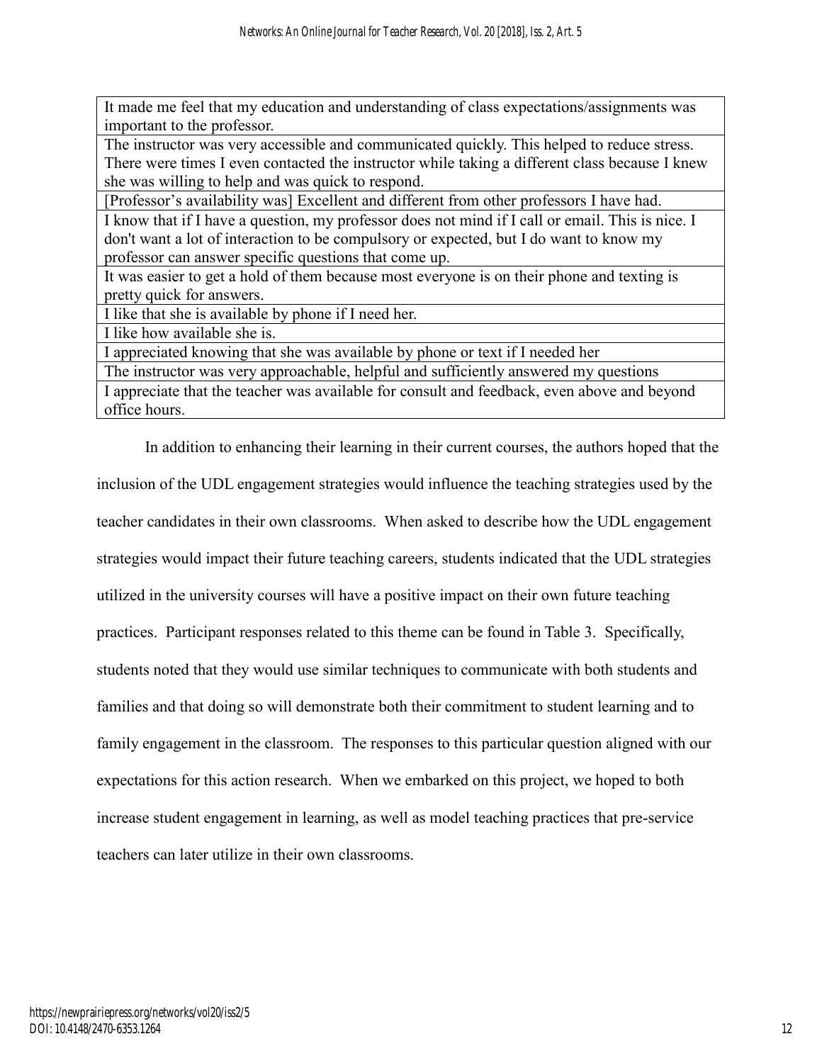| It made me feel that my education and understanding of class expectations/assignments was important to the professor. |
|---|
| The instructor was very accessible and communicated quickly. This helped to reduce stress. There were times I even contacted the instructor while taking a different class because I knew she was willing to help and was quick to respond. |
| [Professor's availability was] Excellent and different from other professors I have had. |
| I know that if I have a question, my professor does not mind if I call or email. This is nice. I don't want a lot of interaction to be compulsory or expected, but I do want to know my professor can answer specific questions that come up. |
| It was easier to get a hold of them because most everyone is on their phone and texting is pretty quick for answers. |
| I like that she is available by phone if I need her. |
| I like how available she is. |
| I appreciated knowing that she was available by phone or text if I needed her |
| The instructor was very approachable, helpful and sufficiently answered my questions |
| I appreciate that the teacher was available for consult and feedback, even above and beyond office hours. |

In addition to enhancing their learning in their current courses, the authors hoped that the inclusion of the UDL engagement strategies would influence the teaching strategies used by the teacher candidates in their own classrooms. When asked to describe how the UDL engagement strategies would impact their future teaching careers, students indicated that the UDL strategies utilized in the university courses will have a positive impact on their own future teaching practices. Participant responses related to this theme can be found in Table 3. Specifically, students noted that they would use similar techniques to communicate with both students and families and that doing so will demonstrate both their commitment to student learning and to family engagement in the classroom. The responses to this particular question aligned with our expectations for this action research. When we embarked on this project, we hoped to both increase student engagement in learning, as well as model teaching practices that pre-service teachers can later utilize in their own classrooms.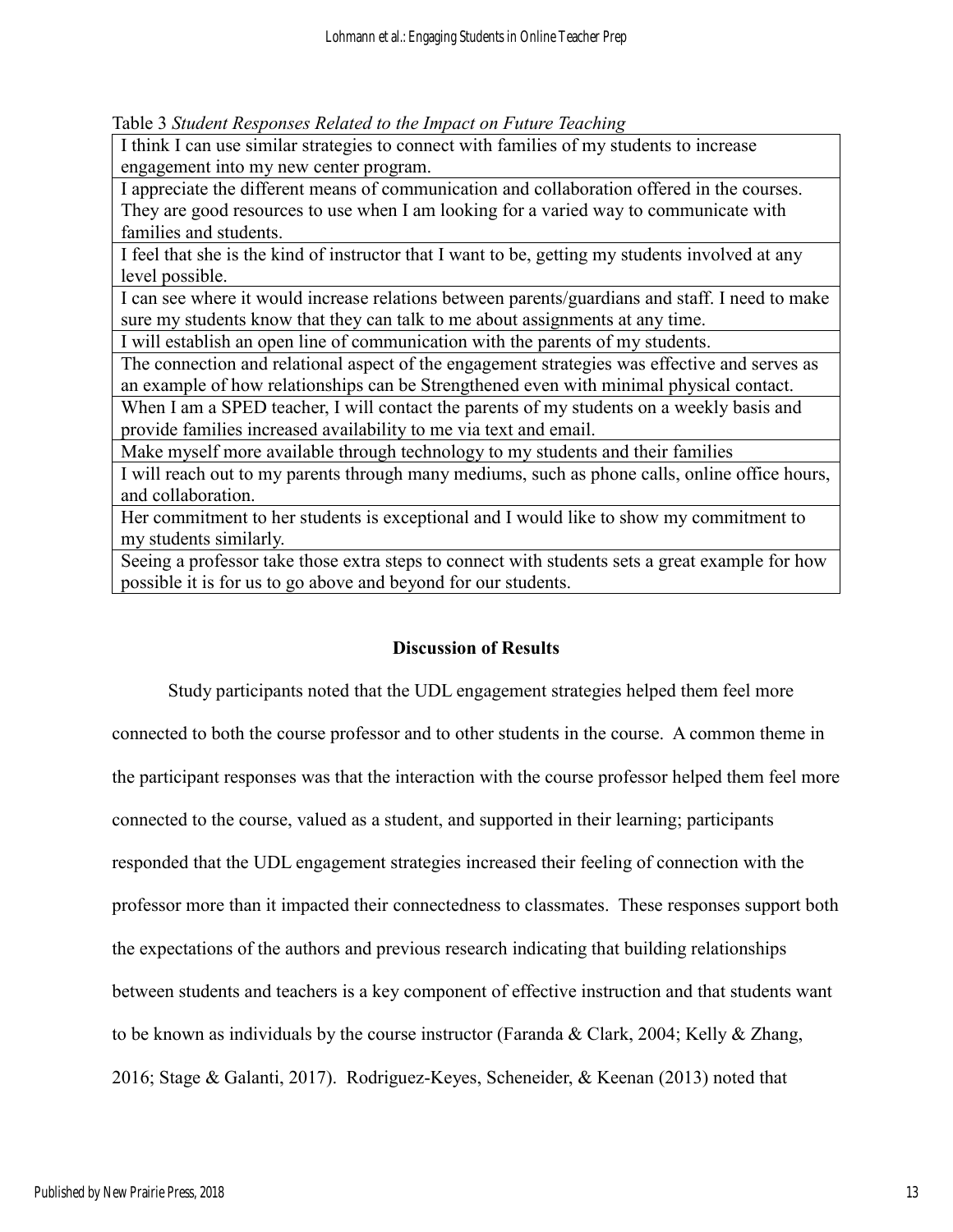Table 3 *Student Responses Related to the Impact on Future Teaching*

| |
|---|
| I think I can use similar strategies to connect with families of my students to increase engagement into my new center program. |
| I appreciate the different means of communication and collaboration offered in the courses. They are good resources to use when I am looking for a varied way to communicate with families and students. |
| I feel that she is the kind of instructor that I want to be, getting my students involved at any level possible. |
| I can see where it would increase relations between parents/guardians and staff. I need to make sure my students know that they can talk to me about assignments at any time. |
| I will establish an open line of communication with the parents of my students. |
| The connection and relational aspect of the engagement strategies was effective and serves as an example of how relationships can be Strengthened even with minimal physical contact. |
| When I am a SPED teacher, I will contact the parents of my students on a weekly basis and provide families increased availability to me via text and email. |
| Make myself more available through technology to my students and their families |
| I will reach out to my parents through many mediums, such as phone calls, online office hours, and collaboration. |
| Her commitment to her students is exceptional and I would like to show my commitment to my students similarly. |
| Seeing a professor take those extra steps to connect with students sets a great example for how possible it is for us to go above and beyond for our students. |

## Discussion of Results

Study participants noted that the UDL engagement strategies helped them feel more connected to both the course professor and to other students in the course. A common theme in the participant responses was that the interaction with the course professor helped them feel more connected to the course, valued as a student, and supported in their learning; participants responded that the UDL engagement strategies increased their feeling of connection with the professor more than it impacted their connectedness to classmates. These responses support both the expectations of the authors and previous research indicating that building relationships between students and teachers is a key component of effective instruction and that students want to be known as individuals by the course instructor (Faranda & Clark, 2004; Kelly & Zhang, 2016; Stage & Galanti, 2017). Rodriguez-Keyes, Scheneider, & Keenan (2013) noted that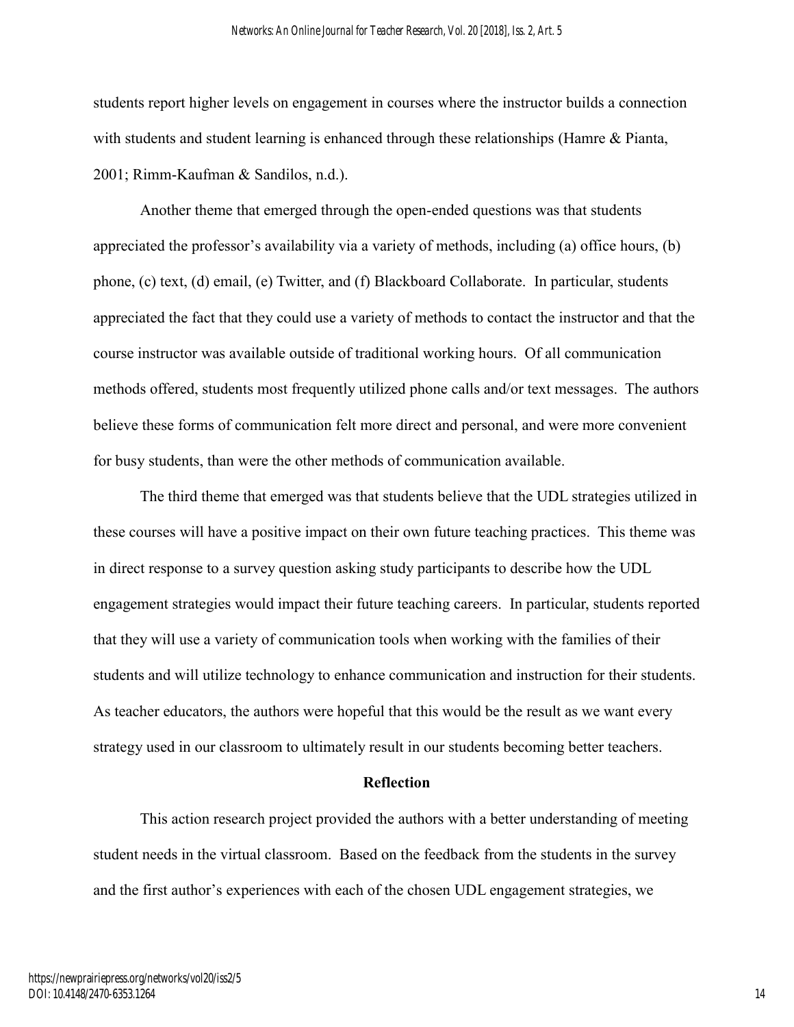students report higher levels on engagement in courses where the instructor builds a connection with students and student learning is enhanced through these relationships (Hamre & Pianta, 2001; Rimm-Kaufman & Sandilos, n.d.).

Another theme that emerged through the open-ended questions was that students appreciated the professor's availability via a variety of methods, including (a) office hours, (b) phone, (c) text, (d) email, (e) Twitter, and (f) Blackboard Collaborate. In particular, students appreciated the fact that they could use a variety of methods to contact the instructor and that the course instructor was available outside of traditional working hours. Of all communication methods offered, students most frequently utilized phone calls and/or text messages. The authors believe these forms of communication felt more direct and personal, and were more convenient for busy students, than were the other methods of communication available.

The third theme that emerged was that students believe that the UDL strategies utilized in these courses will have a positive impact on their own future teaching practices. This theme was in direct response to a survey question asking study participants to describe how the UDL engagement strategies would impact their future teaching careers. In particular, students reported that they will use a variety of communication tools when working with the families of their students and will utilize technology to enhance communication and instruction for their students. As teacher educators, the authors were hopeful that this would be the result as we want every strategy used in our classroom to ultimately result in our students becoming better teachers.

## Reflection

This action research project provided the authors with a better understanding of meeting student needs in the virtual classroom. Based on the feedback from the students in the survey and the first author's experiences with each of the chosen UDL engagement strategies, we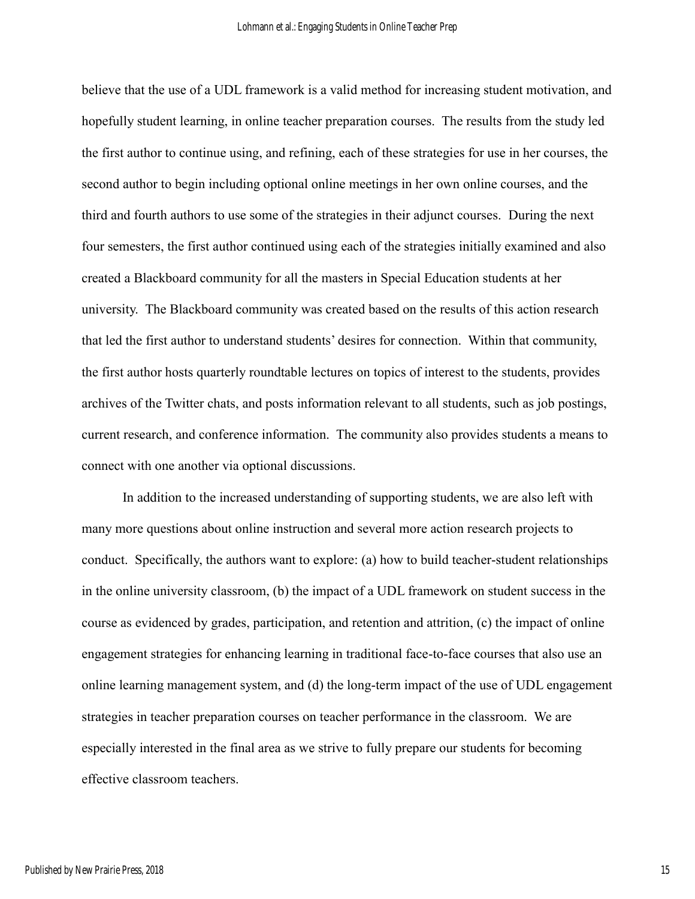believe that the use of a UDL framework is a valid method for increasing student motivation, and hopefully student learning, in online teacher preparation courses. The results from the study led the first author to continue using, and refining, each of these strategies for use in her courses, the second author to begin including optional online meetings in her own online courses, and the third and fourth authors to use some of the strategies in their adjunct courses. During the next four semesters, the first author continued using each of the strategies initially examined and also created a Blackboard community for all the masters in Special Education students at her university. The Blackboard community was created based on the results of this action research that led the first author to understand students' desires for connection. Within that community, the first author hosts quarterly roundtable lectures on topics of interest to the students, provides archives of the Twitter chats, and posts information relevant to all students, such as job postings, current research, and conference information. The community also provides students a means to connect with one another via optional discussions.

In addition to the increased understanding of supporting students, we are also left with many more questions about online instruction and several more action research projects to conduct. Specifically, the authors want to explore: (a) how to build teacher-student relationships in the online university classroom, (b) the impact of a UDL framework on student success in the course as evidenced by grades, participation, and retention and attrition, (c) the impact of online engagement strategies for enhancing learning in traditional face-to-face courses that also use an online learning management system, and (d) the long-term impact of the use of UDL engagement strategies in teacher preparation courses on teacher performance in the classroom. We are especially interested in the final area as we strive to fully prepare our students for becoming effective classroom teachers.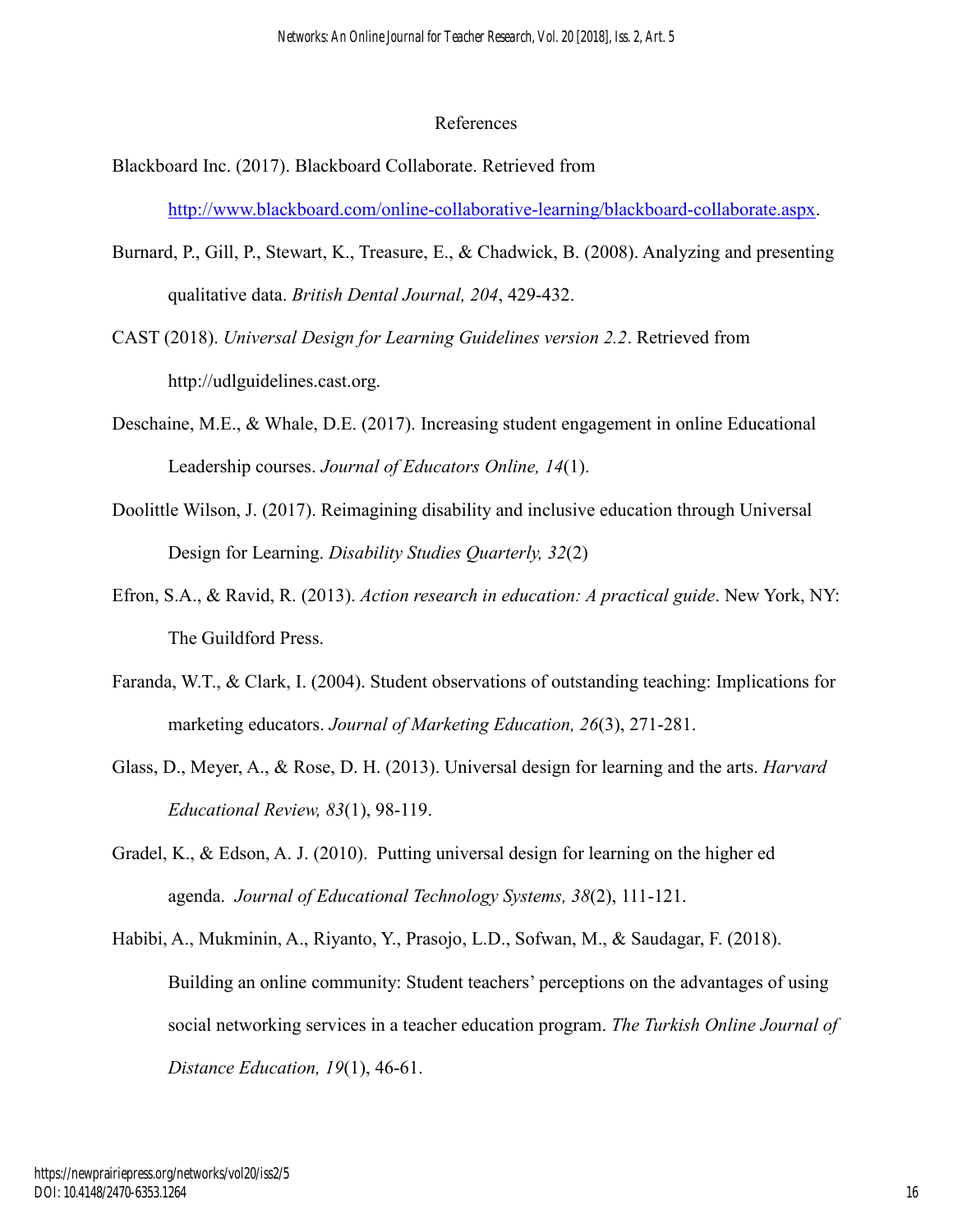# References

Blackboard Inc. (2017). Blackboard Collaborate. Retrieved from [http://www.blackboard.com/online-collaborative-learning/blackboard-collaborate.aspx](http://www.blackboard.com/online-collaborative-learning/blackboard-collaborate.aspx).

Burnard, P., Gill, P., Stewart, K., Treasure, E., & Chadwick, B. (2008). Analyzing and presenting qualitative data. *British Dental Journal, 204*, 429-432.

CAST (2018). *Universal Design for Learning Guidelines version 2.2*. Retrieved from http://udlguidelines.cast.org.

Deschaine, M.E., & Whale, D.E. (2017). Increasing student engagement in online Educational Leadership courses. *Journal of Educators Online, 14*(1).

Doolittle Wilson, J. (2017). Reimagining disability and inclusive education through Universal Design for Learning. *Disability Studies Quarterly, 32*(2)

Efron, S.A., & Ravid, R. (2013). *Action research in education: A practical guide*. New York, NY: The Guildford Press.

Faranda, W.T., & Clark, I. (2004). Student observations of outstanding teaching: Implications for marketing educators. *Journal of Marketing Education, 26*(3), 271-281.

Glass, D., Meyer, A., & Rose, D. H. (2013). Universal design for learning and the arts. *Harvard Educational Review, 83*(1), 98-119.

Gradel, K., & Edson, A. J. (2010). Putting universal design for learning on the higher ed agenda. *Journal of Educational Technology Systems, 38*(2), 111-121.

Habibi, A., Mukminin, A., Riyanto, Y., Prasojo, L.D., Sofwan, M., & Saudagar, F. (2018). Building an online community: Student teachers' perceptions on the advantages of using social networking services in a teacher education program. *The Turkish Online Journal of Distance Education, 19*(1), 46-61.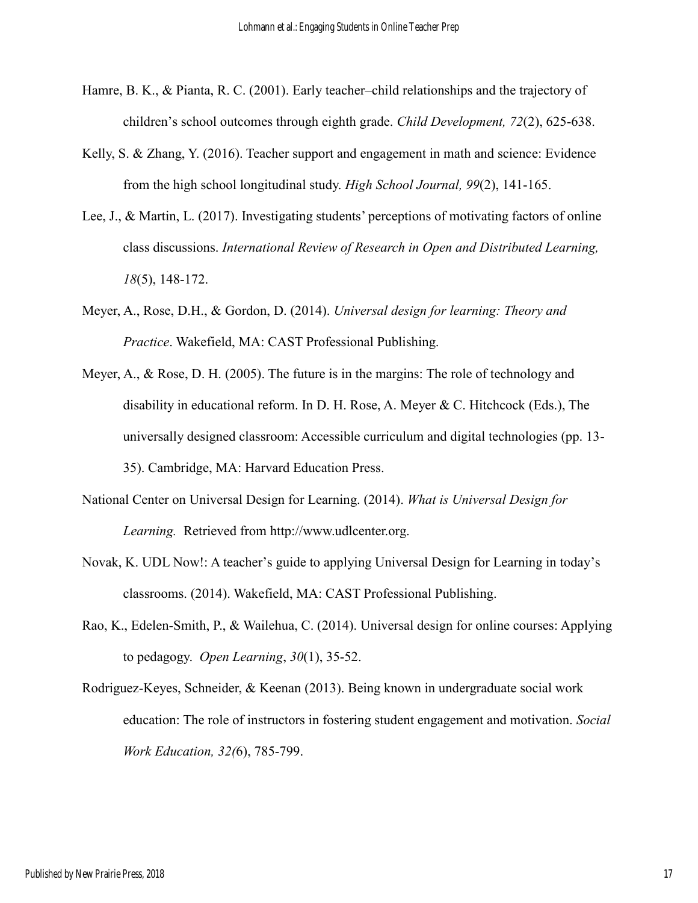Hamre, B. K., & Pianta, R. C. (2001). Early teacher–child relationships and the trajectory of children's school outcomes through eighth grade. *Child Development, 72*(2), 625-638.

Kelly, S. & Zhang, Y. (2016). Teacher support and engagement in math and science: Evidence from the high school longitudinal study. *High School Journal, 99*(2), 141-165.

Lee, J., & Martin, L. (2017). Investigating students' perceptions of motivating factors of online class discussions. *International Review of Research in Open and Distributed Learning, 18*(5), 148-172.

Meyer, A., Rose, D.H., & Gordon, D. (2014). *Universal design for learning: Theory and Practice*. Wakefield, MA: CAST Professional Publishing.

Meyer, A., & Rose, D. H. (2005). The future is in the margins: The role of technology and disability in educational reform. In D. H. Rose, A. Meyer & C. Hitchcock (Eds.), The universally designed classroom: Accessible curriculum and digital technologies (pp. 13-35). Cambridge, MA: Harvard Education Press.

National Center on Universal Design for Learning. (2014). *What is Universal Design for Learning.* Retrieved from http://www.udlcenter.org.

Novak, K. UDL Now!: A teacher's guide to applying Universal Design for Learning in today's classrooms. (2014). Wakefield, MA: CAST Professional Publishing.

Rao, K., Edelen-Smith, P., & Wailehua, C. (2014). Universal design for online courses: Applying to pedagogy. *Open Learning*, *30*(1), 35-52.

Rodriguez-Keyes, Schneider, & Keenan (2013). Being known in undergraduate social work education: The role of instructors in fostering student engagement and motivation. *Social Work Education, 32(*6), 785-799.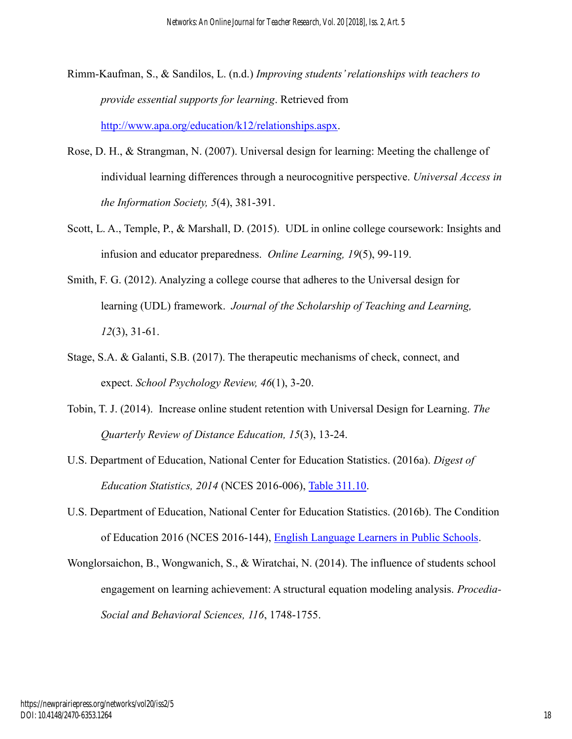Rimm-Kaufman, S., & Sandilos, L. (n.d.) *Improving students' relationships with teachers to provide essential supports for learning*. Retrieved from http://www.apa.org/education/k12/relationships.aspx.

Rose, D. H., & Strangman, N. (2007). Universal design for learning: Meeting the challenge of individual learning differences through a neurocognitive perspective. *Universal Access in the Information Society, 5*(4), 381-391.

Scott, L. A., Temple, P., & Marshall, D. (2015). UDL in online college coursework: Insights and infusion and educator preparedness. *Online Learning, 19*(5), 99-119.

Smith, F. G. (2012). Analyzing a college course that adheres to the Universal design for learning (UDL) framework. *Journal of the Scholarship of Teaching and Learning, 12*(3), 31-61.

Stage, S.A. & Galanti, S.B. (2017). The therapeutic mechanisms of check, connect, and expect. *School Psychology Review, 46*(1), 3-20.

Tobin, T. J. (2014). Increase online student retention with Universal Design for Learning. *The Quarterly Review of Distance Education, 15*(3), 13-24.

U.S. Department of Education, National Center for Education Statistics. (2016a). *Digest of Education Statistics, 2014* (NCES 2016-006), Table 311.10.

U.S. Department of Education, National Center for Education Statistics. (2016b). The Condition of Education 2016 (NCES 2016-144), English Language Learners in Public Schools.

Wonglorsaichon, B., Wongwanich, S., & Wiratchai, N. (2014). The influence of students school engagement on learning achievement: A structural equation modeling analysis. *Procedia-Social and Behavioral Sciences, 116*, 1748-1755.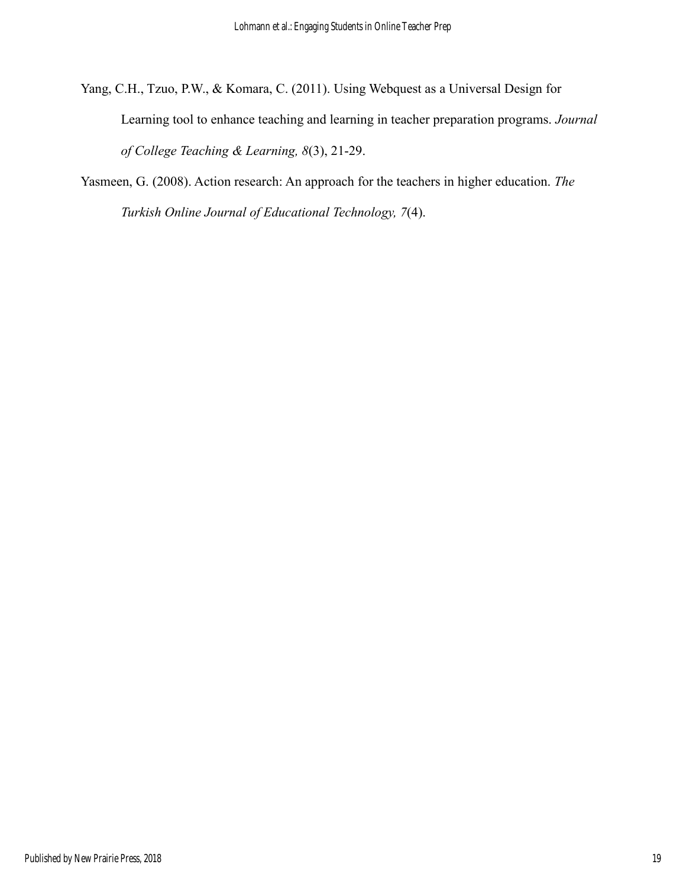Yang, C.H., Tzuo, P.W., & Komara, C. (2011). Using Webquest as a Universal Design for Learning tool to enhance teaching and learning in teacher preparation programs. *Journal of College Teaching & Learning, 8*(3), 21-29.

Yasmeen, G. (2008). Action research: An approach for the teachers in higher education. *The Turkish Online Journal of Educational Technology, 7*(4).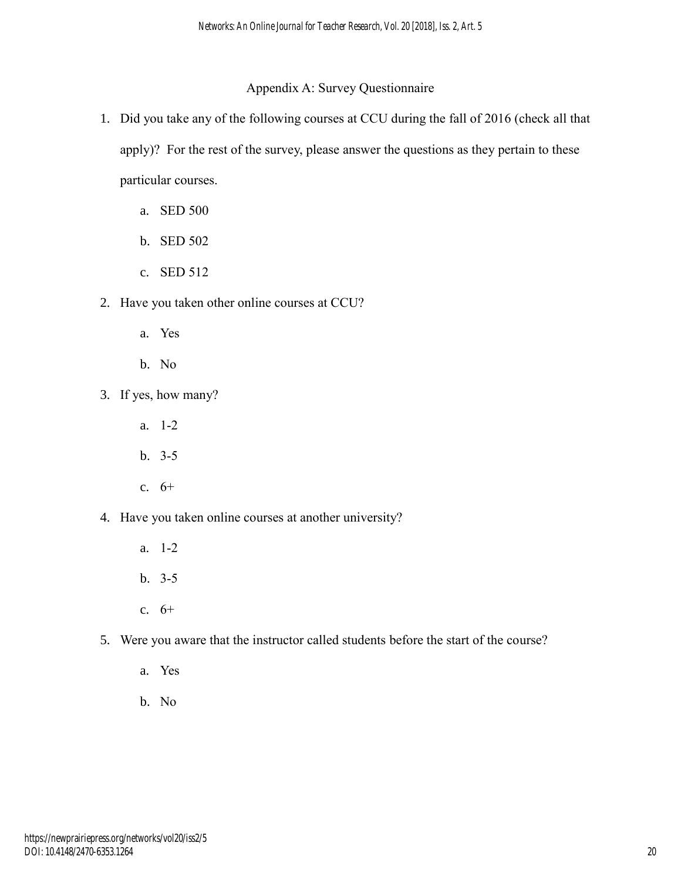## Appendix A: Survey Questionnaire

1. Did you take any of the following courses at CCU during the fall of 2016 (check all that apply)? For the rest of the survey, please answer the questions as they pertain to these particular courses.
   a. SED 500
   b. SED 502
   c. SED 512
2. Have you taken other online courses at CCU?
   a. Yes
   b. No
3. If yes, how many?
   a. 1-2
   b. 3-5
   c. 6+
4. Have you taken online courses at another university?
   a. 1-2
   b. 3-5
   c. 6+
5. Were you aware that the instructor called students before the start of the course?
   a. Yes
   b. No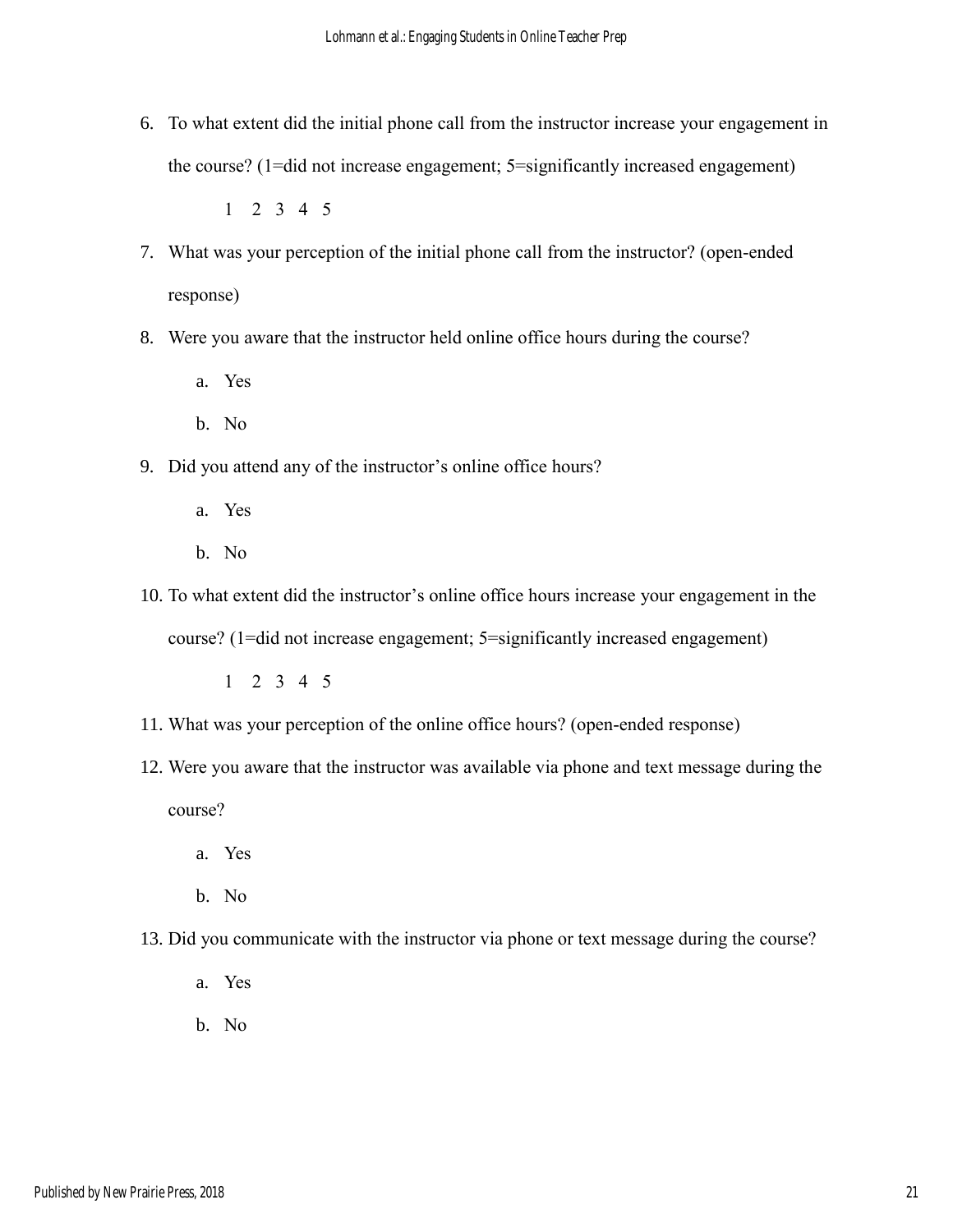6. To what extent did the initial phone call from the instructor increase your engagement in the course? (1=did not increase engagement; 5=significantly increased engagement)

   1 2 3 4 5

7. What was your perception of the initial phone call from the instructor? (open-ended response)

8. Were you aware that the instructor held online office hours during the course?

   a. Yes

   b. No

9. Did you attend any of the instructor's online office hours?

   a. Yes

   b. No

10. To what extent did the instructor's online office hours increase your engagement in the course? (1=did not increase engagement; 5=significantly increased engagement)

    1 2 3 4 5

11. What was your perception of the online office hours? (open-ended response)

12. Were you aware that the instructor was available via phone and text message during the course?

    a. Yes

    b. No

13. Did you communicate with the instructor via phone or text message during the course?

    a. Yes

    b. No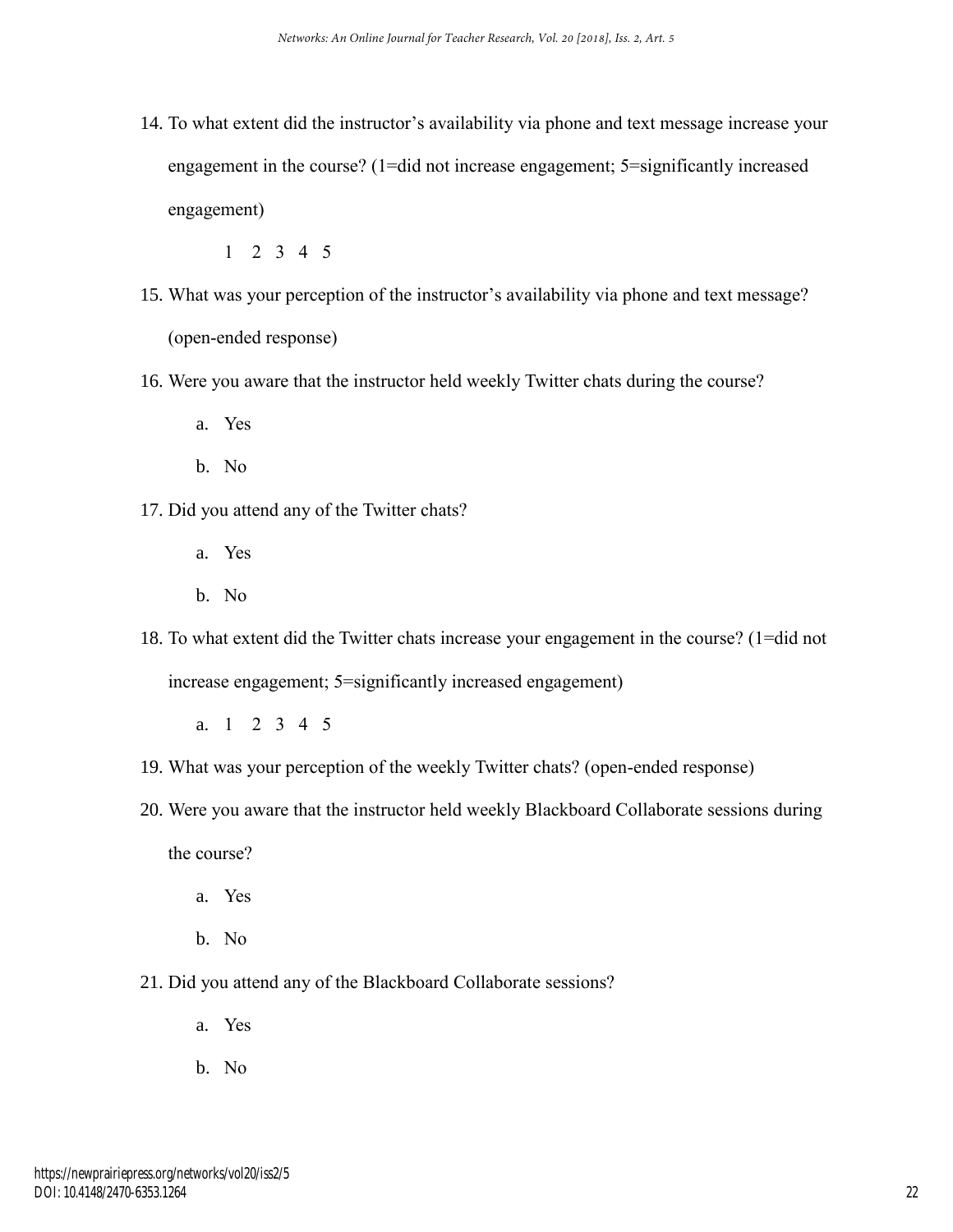14. To what extent did the instructor's availability via phone and text message increase your engagement in the course? (1=did not increase engagement; 5=significantly increased engagement)

    1 2 3 4 5

15. What was your perception of the instructor's availability via phone and text message? (open-ended response)
16. Were you aware that the instructor held weekly Twitter chats during the course?
    a. Yes
    b. No
17. Did you attend any of the Twitter chats?
    a. Yes
    b. No
18. To what extent did the Twitter chats increase your engagement in the course? (1=did not increase engagement; 5=significantly increased engagement)
    a. 1 2 3 4 5
19. What was your perception of the weekly Twitter chats? (open-ended response)
20. Were you aware that the instructor held weekly Blackboard Collaborate sessions during the course?
    a. Yes
    b. No
21. Did you attend any of the Blackboard Collaborate sessions?
    a. Yes
    b. No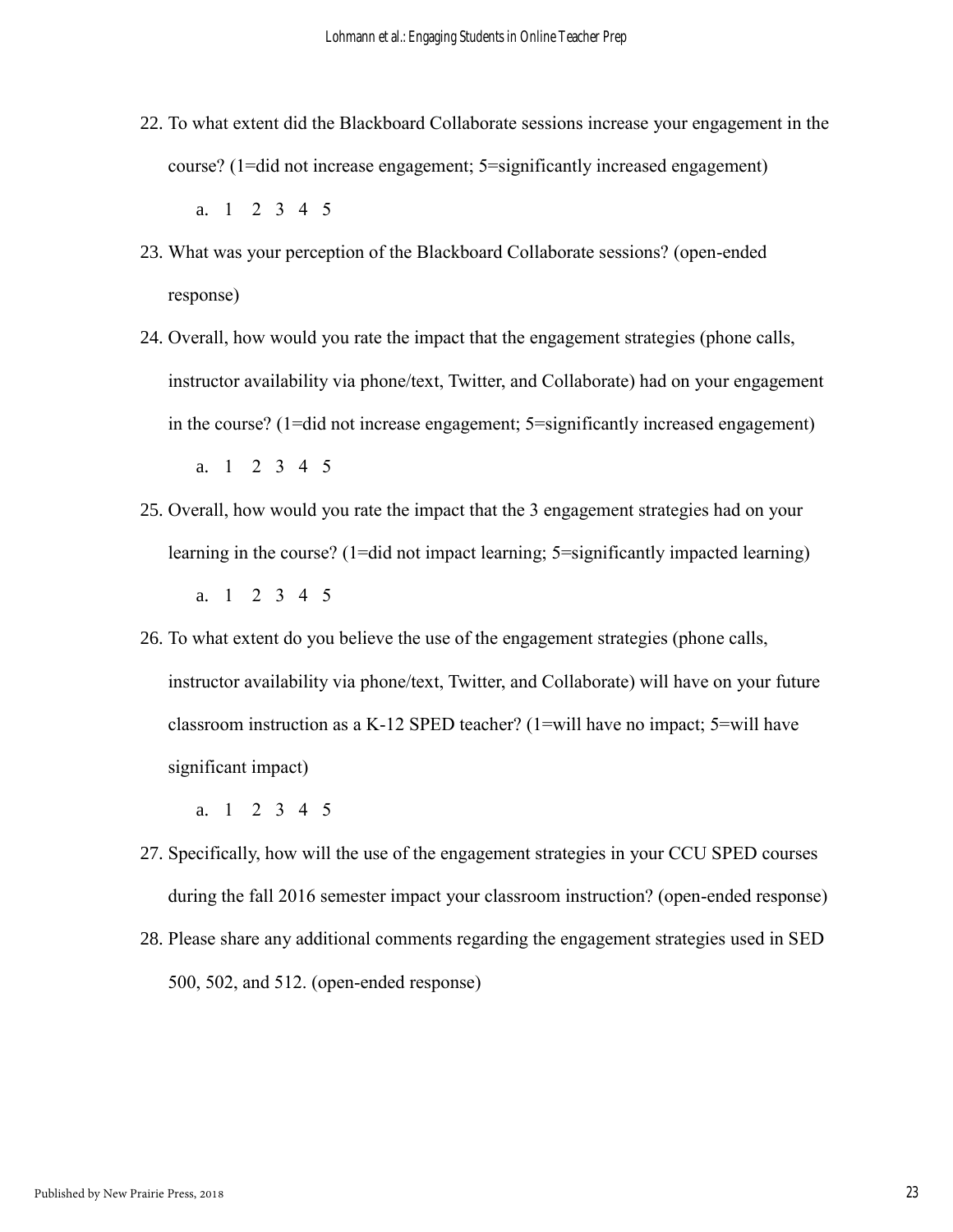22. To what extent did the Blackboard Collaborate sessions increase your engagement in the course? (1=did not increase engagement; 5=significantly increased engagement)
    a. 1 2 3 4 5
23. What was your perception of the Blackboard Collaborate sessions? (open-ended response)
24. Overall, how would you rate the impact that the engagement strategies (phone calls, instructor availability via phone/text, Twitter, and Collaborate) had on your engagement in the course? (1=did not increase engagement; 5=significantly increased engagement)
    a. 1 2 3 4 5
25. Overall, how would you rate the impact that the 3 engagement strategies had on your learning in the course? (1=did not impact learning; 5=significantly impacted learning)
    a. 1 2 3 4 5
26. To what extent do you believe the use of the engagement strategies (phone calls, instructor availability via phone/text, Twitter, and Collaborate) will have on your future classroom instruction as a K-12 SPED teacher? (1=will have no impact; 5=will have significant impact)
    a. 1 2 3 4 5
27. Specifically, how will the use of the engagement strategies in your CCU SPED courses during the fall 2016 semester impact your classroom instruction? (open-ended response)
28. Please share any additional comments regarding the engagement strategies used in SED 500, 502, and 512. (open-ended response)